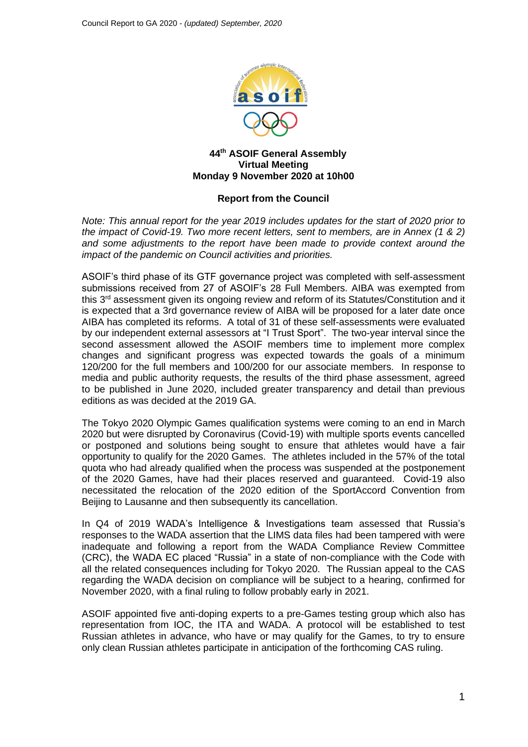**44th ASOIF General Assembly**
**Virtual Meeting**
**Monday 9 November 2020 at 10h00**

## Report from the Council

*Note: This annual report for the year 2019 includes updates for the start of 2020 prior to the impact of Covid-19. Two more recent letters, sent to members, are in Annex (1 & 2) and some adjustments to the report have been made to provide context around the impact of the pandemic on Council activities and priorities.*

ASOIF's third phase of its GTF governance project was completed with self-assessment submissions received from 27 of ASOIF's 28 Full Members. AIBA was exempted from this 3rd assessment given its ongoing review and reform of its Statutes/Constitution and it is expected that a 3rd governance review of AIBA will be proposed for a later date once AIBA has completed its reforms. A total of 31 of these self-assessments were evaluated by our independent external assessors at "I Trust Sport". The two-year interval since the second assessment allowed the ASOIF members time to implement more complex changes and significant progress was expected towards the goals of a minimum 120/200 for the full members and 100/200 for our associate members. In response to media and public authority requests, the results of the third phase assessment, agreed to be published in June 2020, included greater transparency and detail than previous editions as was decided at the 2019 GA.

The Tokyo 2020 Olympic Games qualification systems were coming to an end in March 2020 but were disrupted by Coronavirus (Covid-19) with multiple sports events cancelled or postponed and solutions being sought to ensure that athletes would have a fair opportunity to qualify for the 2020 Games. The athletes included in the 57% of the total quota who had already qualified when the process was suspended at the postponement of the 2020 Games, have had their places reserved and guaranteed. Covid-19 also necessitated the relocation of the 2020 edition of the SportAccord Convention from Beijing to Lausanne and then subsequently its cancellation.

In Q4 of 2019 WADA's Intelligence & Investigations team assessed that Russia's responses to the WADA assertion that the LIMS data files had been tampered with were inadequate and following a report from the WADA Compliance Review Committee (CRC), the WADA EC placed "Russia" in a state of non-compliance with the Code with all the related consequences including for Tokyo 2020. The Russian appeal to the CAS regarding the WADA decision on compliance will be subject to a hearing, confirmed for November 2020, with a final ruling to follow probably early in 2021.

ASOIF appointed five anti-doping experts to a pre-Games testing group which also has representation from IOC, the ITA and WADA. A protocol will be established to test Russian athletes in advance, who have or may qualify for the Games, to try to ensure only clean Russian athletes participate in anticipation of the forthcoming CAS ruling.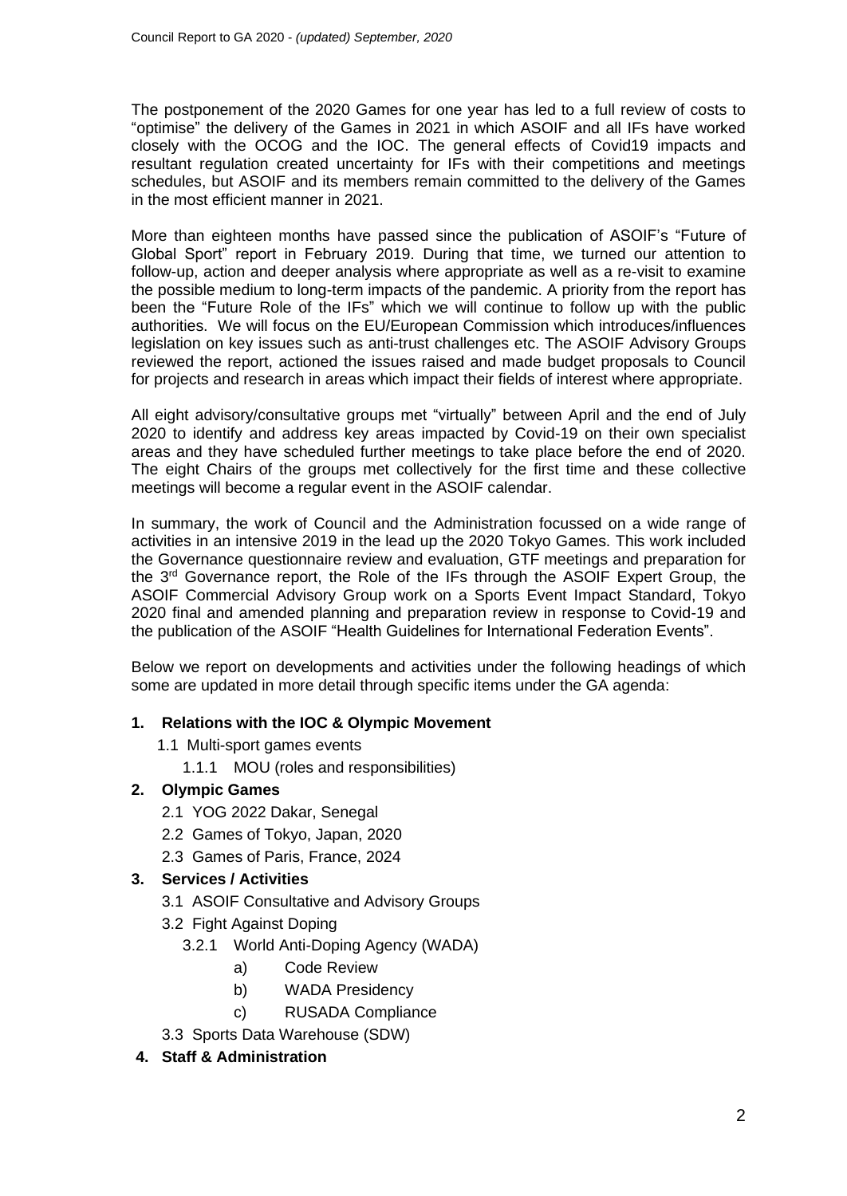The postponement of the 2020 Games for one year has led to a full review of costs to "optimise" the delivery of the Games in 2021 in which ASOIF and all IFs have worked closely with the OCOG and the IOC. The general effects of Covid19 impacts and resultant regulation created uncertainty for IFs with their competitions and meetings schedules, but ASOIF and its members remain committed to the delivery of the Games in the most efficient manner in 2021.

More than eighteen months have passed since the publication of ASOIF's "Future of Global Sport" report in February 2019. During that time, we turned our attention to follow-up, action and deeper analysis where appropriate as well as a re-visit to examine the possible medium to long-term impacts of the pandemic. A priority from the report has been the "Future Role of the IFs" which we will continue to follow up with the public authorities. We will focus on the EU/European Commission which introduces/influences legislation on key issues such as anti-trust challenges etc. The ASOIF Advisory Groups reviewed the report, actioned the issues raised and made budget proposals to Council for projects and research in areas which impact their fields of interest where appropriate.

All eight advisory/consultative groups met "virtually" between April and the end of July 2020 to identify and address key areas impacted by Covid-19 on their own specialist areas and they have scheduled further meetings to take place before the end of 2020. The eight Chairs of the groups met collectively for the first time and these collective meetings will become a regular event in the ASOIF calendar.

In summary, the work of Council and the Administration focussed on a wide range of activities in an intensive 2019 in the lead up the 2020 Tokyo Games. This work included the Governance questionnaire review and evaluation, GTF meetings and preparation for the 3rd Governance report, the Role of the IFs through the ASOIF Expert Group, the ASOIF Commercial Advisory Group work on a Sports Event Impact Standard, Tokyo 2020 final and amended planning and preparation review in response to Covid-19 and the publication of the ASOIF "Health Guidelines for International Federation Events".

Below we report on developments and activities under the following headings of which some are updated in more detail through specific items under the GA agenda:

**1. Relations with the IOC & Olympic Movement**
- 1.1 Multi-sport games events
  - 1.1.1 MOU (roles and responsibilities)

**2. Olympic Games**
- 2.1 YOG 2022 Dakar, Senegal
- 2.2 Games of Tokyo, Japan, 2020
- 2.3 Games of Paris, France, 2024

**3. Services / Activities**
- 3.1 ASOIF Consultative and Advisory Groups
- 3.2 Fight Against Doping
  - 3.2.1 World Anti-Doping Agency (WADA)
    - a) Code Review
    - b) WADA Presidency
    - c) RUSADA Compliance
- 3.3 Sports Data Warehouse (SDW)

**4. Staff & Administration**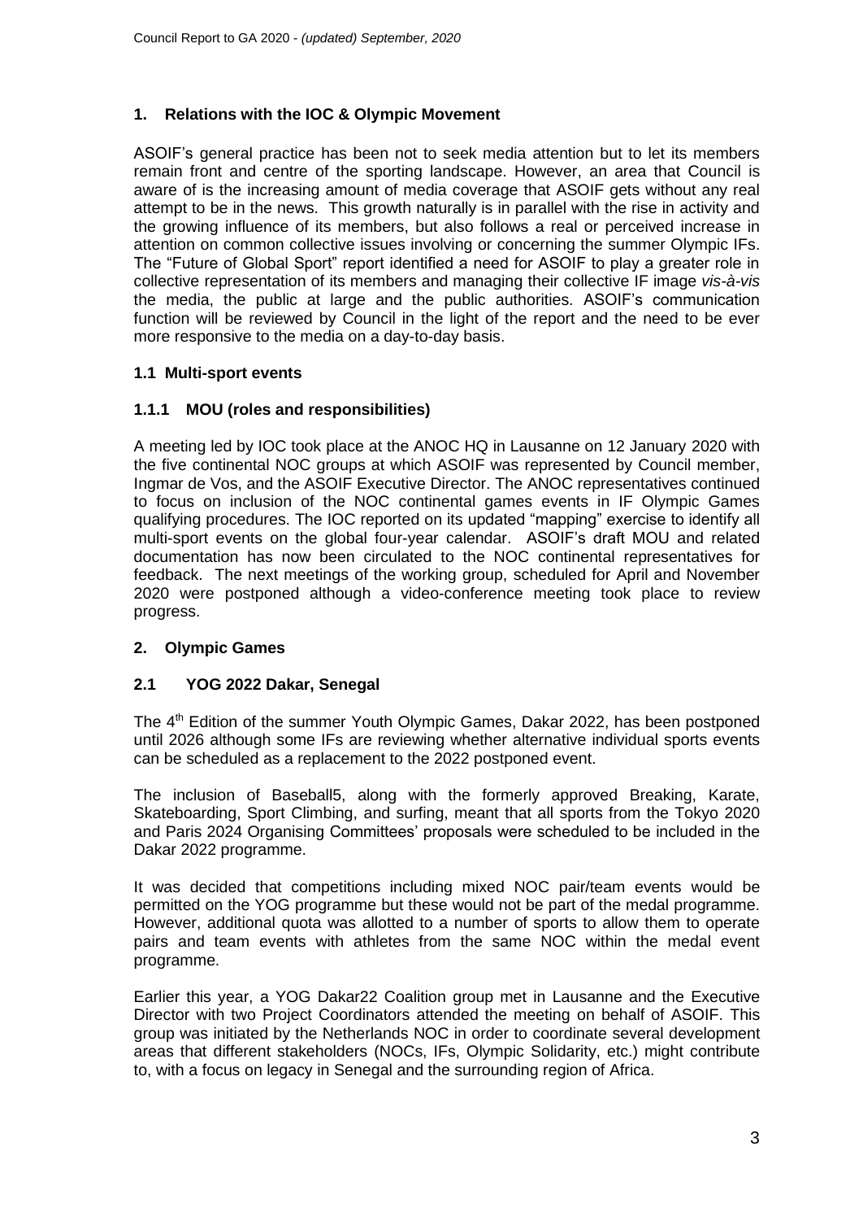## 1. Relations with the IOC & Olympic Movement

ASOIF's general practice has been not to seek media attention but to let its members remain front and centre of the sporting landscape. However, an area that Council is aware of is the increasing amount of media coverage that ASOIF gets without any real attempt to be in the news. This growth naturally is in parallel with the rise in activity and the growing influence of its members, but also follows a real or perceived increase in attention on common collective issues involving or concerning the summer Olympic IFs. The "Future of Global Sport" report identified a need for ASOIF to play a greater role in collective representation of its members and managing their collective IF image *vis-à-vis* the media, the public at large and the public authorities. ASOIF's communication function will be reviewed by Council in the light of the report and the need to be ever more responsive to the media on a day-to-day basis.

### 1.1 Multi-sport events

#### 1.1.1 MOU (roles and responsibilities)

A meeting led by IOC took place at the ANOC HQ in Lausanne on 12 January 2020 with the five continental NOC groups at which ASOIF was represented by Council member, Ingmar de Vos, and the ASOIF Executive Director. The ANOC representatives continued to focus on inclusion of the NOC continental games events in IF Olympic Games qualifying procedures. The IOC reported on its updated "mapping" exercise to identify all multi-sport events on the global four-year calendar. ASOIF's draft MOU and related documentation has now been circulated to the NOC continental representatives for feedback. The next meetings of the working group, scheduled for April and November 2020 were postponed although a video-conference meeting took place to review progress.

## 2. Olympic Games

### 2.1 YOG 2022 Dakar, Senegal

The 4th Edition of the summer Youth Olympic Games, Dakar 2022, has been postponed until 2026 although some IFs are reviewing whether alternative individual sports events can be scheduled as a replacement to the 2022 postponed event.

The inclusion of Baseball5, along with the formerly approved Breaking, Karate, Skateboarding, Sport Climbing, and surfing, meant that all sports from the Tokyo 2020 and Paris 2024 Organising Committees' proposals were scheduled to be included in the Dakar 2022 programme.

It was decided that competitions including mixed NOC pair/team events would be permitted on the YOG programme but these would not be part of the medal programme. However, additional quota was allotted to a number of sports to allow them to operate pairs and team events with athletes from the same NOC within the medal event programme.

Earlier this year, a YOG Dakar22 Coalition group met in Lausanne and the Executive Director with two Project Coordinators attended the meeting on behalf of ASOIF. This group was initiated by the Netherlands NOC in order to coordinate several development areas that different stakeholders (NOCs, IFs, Olympic Solidarity, etc.) might contribute to, with a focus on legacy in Senegal and the surrounding region of Africa.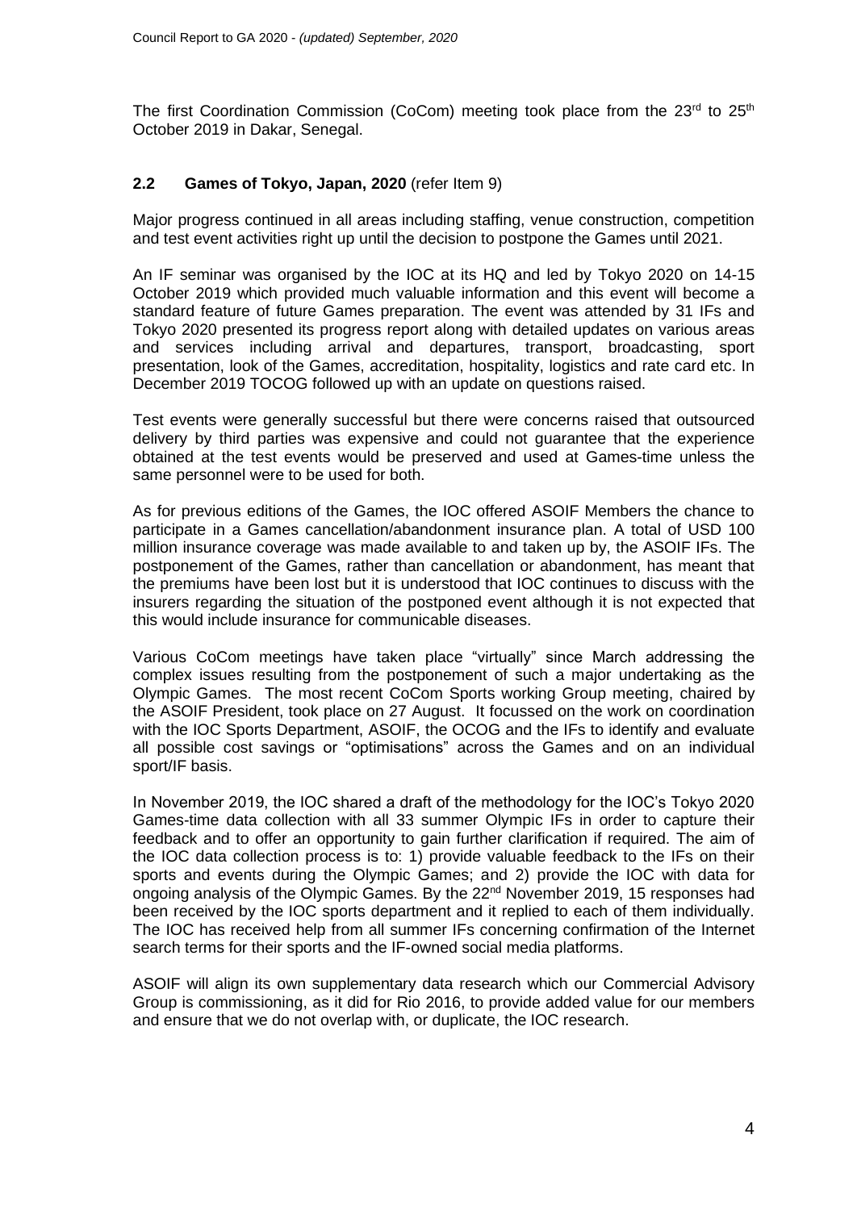The first Coordination Commission (CoCom) meeting took place from the 23rd to 25th October 2019 in Dakar, Senegal.

### 2.2 Games of Tokyo, Japan, 2020 (refer Item 9)

Major progress continued in all areas including staffing, venue construction, competition and test event activities right up until the decision to postpone the Games until 2021.

An IF seminar was organised by the IOC at its HQ and led by Tokyo 2020 on 14-15 October 2019 which provided much valuable information and this event will become a standard feature of future Games preparation. The event was attended by 31 IFs and Tokyo 2020 presented its progress report along with detailed updates on various areas and services including arrival and departures, transport, broadcasting, sport presentation, look of the Games, accreditation, hospitality, logistics and rate card etc. In December 2019 TOCOG followed up with an update on questions raised.

Test events were generally successful but there were concerns raised that outsourced delivery by third parties was expensive and could not guarantee that the experience obtained at the test events would be preserved and used at Games-time unless the same personnel were to be used for both.

As for previous editions of the Games, the IOC offered ASOIF Members the chance to participate in a Games cancellation/abandonment insurance plan. A total of USD 100 million insurance coverage was made available to and taken up by, the ASOIF IFs. The postponement of the Games, rather than cancellation or abandonment, has meant that the premiums have been lost but it is understood that IOC continues to discuss with the insurers regarding the situation of the postponed event although it is not expected that this would include insurance for communicable diseases.

Various CoCom meetings have taken place "virtually" since March addressing the complex issues resulting from the postponement of such a major undertaking as the Olympic Games. The most recent CoCom Sports working Group meeting, chaired by the ASOIF President, took place on 27 August. It focussed on the work on coordination with the IOC Sports Department, ASOIF, the OCOG and the IFs to identify and evaluate all possible cost savings or "optimisations" across the Games and on an individual sport/IF basis.

In November 2019, the IOC shared a draft of the methodology for the IOC's Tokyo 2020 Games-time data collection with all 33 summer Olympic IFs in order to capture their feedback and to offer an opportunity to gain further clarification if required. The aim of the IOC data collection process is to: 1) provide valuable feedback to the IFs on their sports and events during the Olympic Games; and 2) provide the IOC with data for ongoing analysis of the Olympic Games. By the 22nd November 2019, 15 responses had been received by the IOC sports department and it replied to each of them individually. The IOC has received help from all summer IFs concerning confirmation of the Internet search terms for their sports and the IF-owned social media platforms.

ASOIF will align its own supplementary data research which our Commercial Advisory Group is commissioning, as it did for Rio 2016, to provide added value for our members and ensure that we do not overlap with, or duplicate, the IOC research.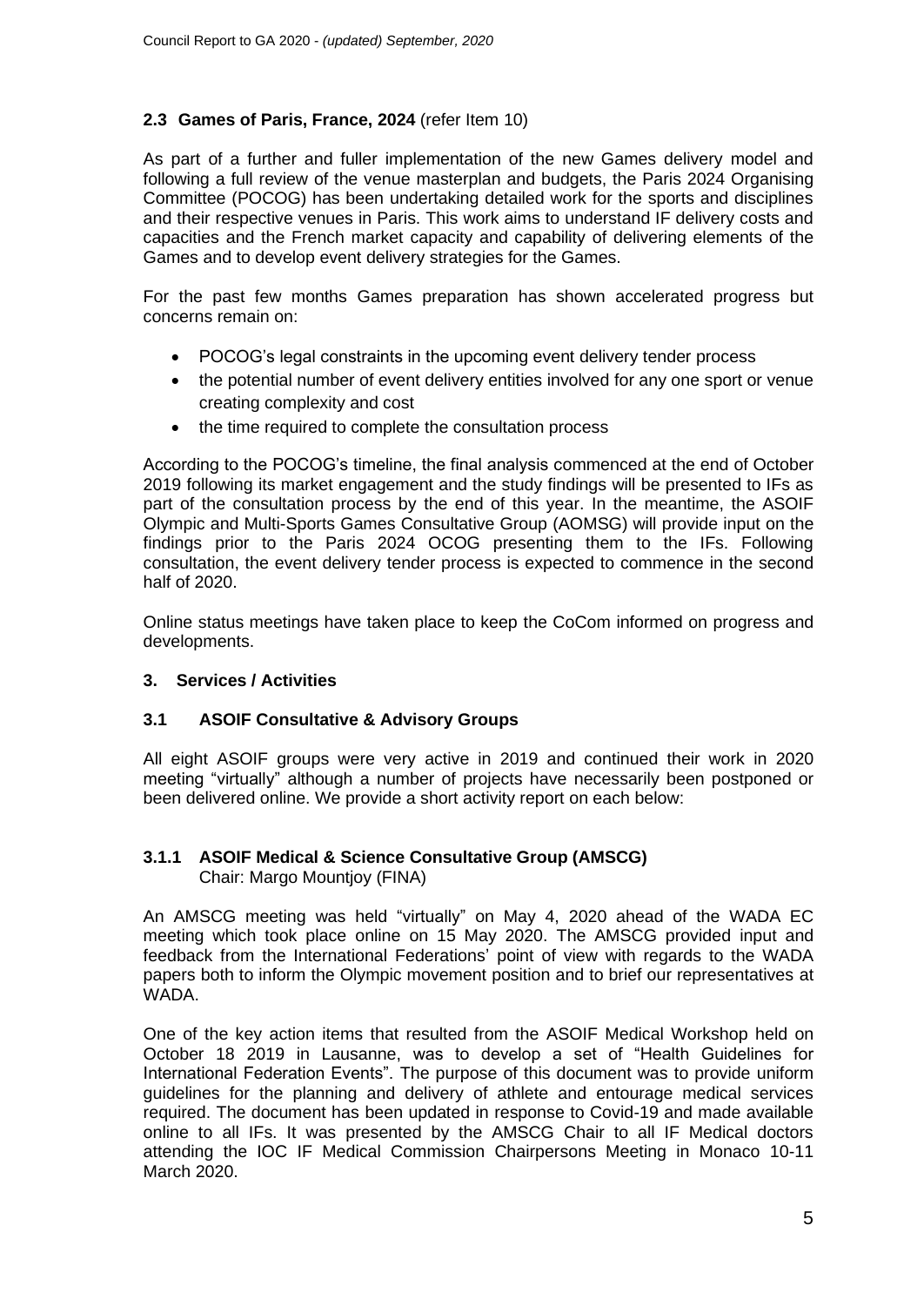### 2.3 Games of Paris, France, 2024 (refer Item 10)

As part of a further and fuller implementation of the new Games delivery model and following a full review of the venue masterplan and budgets, the Paris 2024 Organising Committee (POCOG) has been undertaking detailed work for the sports and disciplines and their respective venues in Paris. This work aims to understand IF delivery costs and capacities and the French market capacity and capability of delivering elements of the Games and to develop event delivery strategies for the Games.

For the past few months Games preparation has shown accelerated progress but concerns remain on:

- POCOG's legal constraints in the upcoming event delivery tender process
- the potential number of event delivery entities involved for any one sport or venue creating complexity and cost
- the time required to complete the consultation process

According to the POCOG's timeline, the final analysis commenced at the end of October 2019 following its market engagement and the study findings will be presented to IFs as part of the consultation process by the end of this year. In the meantime, the ASOIF Olympic and Multi-Sports Games Consultative Group (AOMSG) will provide input on the findings prior to the Paris 2024 OCOG presenting them to the IFs. Following consultation, the event delivery tender process is expected to commence in the second half of 2020.

Online status meetings have taken place to keep the CoCom informed on progress and developments.

## 3. Services / Activities

### 3.1 ASOIF Consultative & Advisory Groups

All eight ASOIF groups were very active in 2019 and continued their work in 2020 meeting "virtually" although a number of projects have necessarily been postponed or been delivered online. We provide a short activity report on each below:

#### 3.1.1 ASOIF Medical & Science Consultative Group (AMSCG)

Chair: Margo Mountjoy (FINA)

An AMSCG meeting was held "virtually" on May 4, 2020 ahead of the WADA EC meeting which took place online on 15 May 2020. The AMSCG provided input and feedback from the International Federations' point of view with regards to the WADA papers both to inform the Olympic movement position and to brief our representatives at WADA.

One of the key action items that resulted from the ASOIF Medical Workshop held on October 18 2019 in Lausanne, was to develop a set of "Health Guidelines for International Federation Events". The purpose of this document was to provide uniform guidelines for the planning and delivery of athlete and entourage medical services required. The document has been updated in response to Covid-19 and made available online to all IFs. It was presented by the AMSCG Chair to all IF Medical doctors attending the IOC IF Medical Commission Chairpersons Meeting in Monaco 10-11 March 2020.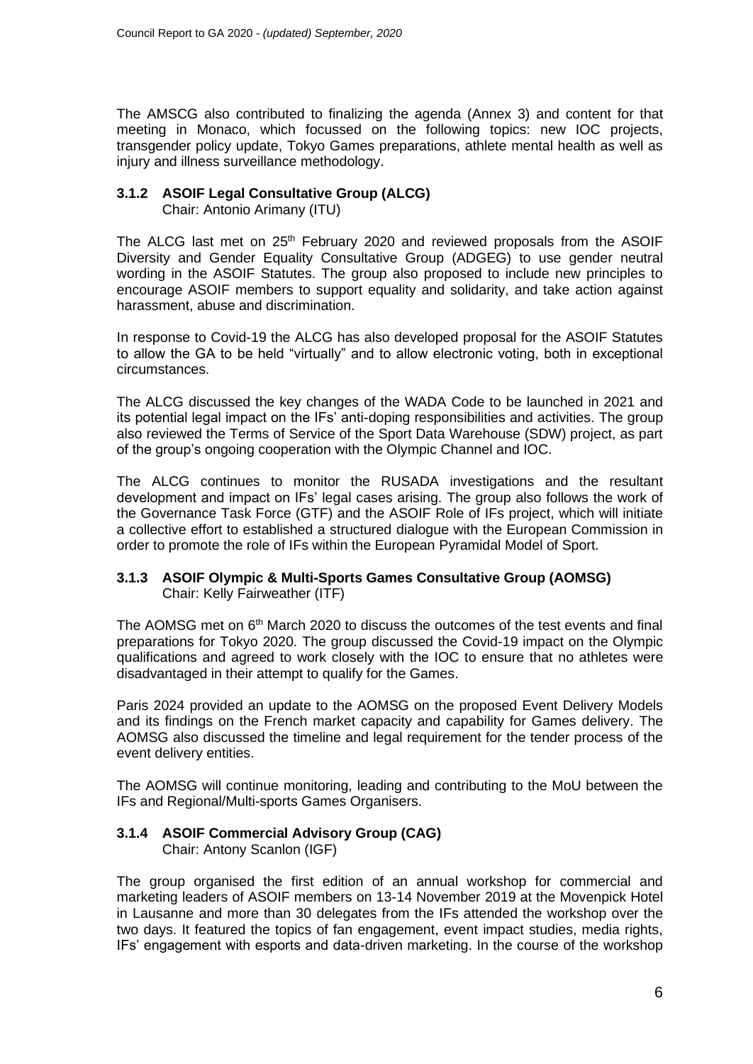The AMSCG also contributed to finalizing the agenda (Annex 3) and content for that meeting in Monaco, which focussed on the following topics: new IOC projects, transgender policy update, Tokyo Games preparations, athlete mental health as well as injury and illness surveillance methodology.

### 3.1.2 ASOIF Legal Consultative Group (ALCG)

Chair: Antonio Arimany (ITU)

The ALCG last met on 25th February 2020 and reviewed proposals from the ASOIF Diversity and Gender Equality Consultative Group (ADGEG) to use gender neutral wording in the ASOIF Statutes. The group also proposed to include new principles to encourage ASOIF members to support equality and solidarity, and take action against harassment, abuse and discrimination.

In response to Covid-19 the ALCG has also developed proposal for the ASOIF Statutes to allow the GA to be held "virtually" and to allow electronic voting, both in exceptional circumstances.

The ALCG discussed the key changes of the WADA Code to be launched in 2021 and its potential legal impact on the IFs' anti-doping responsibilities and activities. The group also reviewed the Terms of Service of the Sport Data Warehouse (SDW) project, as part of the group's ongoing cooperation with the Olympic Channel and IOC.

The ALCG continues to monitor the RUSADA investigations and the resultant development and impact on IFs' legal cases arising. The group also follows the work of the Governance Task Force (GTF) and the ASOIF Role of IFs project, which will initiate a collective effort to established a structured dialogue with the European Commission in order to promote the role of IFs within the European Pyramidal Model of Sport.

### 3.1.3 ASOIF Olympic & Multi-Sports Games Consultative Group (AOMSG)

Chair: Kelly Fairweather (ITF)

The AOMSG met on 6th March 2020 to discuss the outcomes of the test events and final preparations for Tokyo 2020. The group discussed the Covid-19 impact on the Olympic qualifications and agreed to work closely with the IOC to ensure that no athletes were disadvantaged in their attempt to qualify for the Games.

Paris 2024 provided an update to the AOMSG on the proposed Event Delivery Models and its findings on the French market capacity and capability for Games delivery. The AOMSG also discussed the timeline and legal requirement for the tender process of the event delivery entities.

The AOMSG will continue monitoring, leading and contributing to the MoU between the IFs and Regional/Multi-sports Games Organisers.

### 3.1.4 ASOIF Commercial Advisory Group (CAG)

Chair: Antony Scanlon (IGF)

The group organised the first edition of an annual workshop for commercial and marketing leaders of ASOIF members on 13-14 November 2019 at the Movenpick Hotel in Lausanne and more than 30 delegates from the IFs attended the workshop over the two days. It featured the topics of fan engagement, event impact studies, media rights, IFs' engagement with esports and data-driven marketing. In the course of the workshop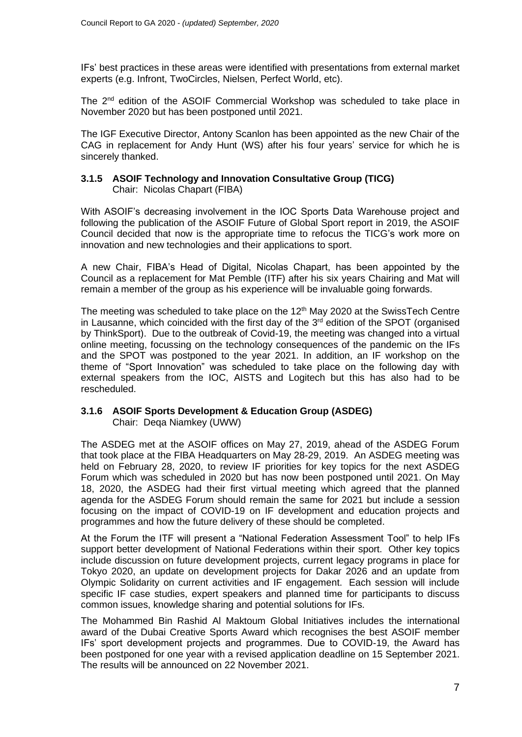IFs' best practices in these areas were identified with presentations from external market experts (e.g. Infront, TwoCircles, Nielsen, Perfect World, etc).

The 2nd edition of the ASOIF Commercial Workshop was scheduled to take place in November 2020 but has been postponed until 2021.

The IGF Executive Director, Antony Scanlon has been appointed as the new Chair of the CAG in replacement for Andy Hunt (WS) after his four years' service for which he is sincerely thanked.

### 3.1.5 ASOIF Technology and Innovation Consultative Group (TICG)

Chair: Nicolas Chapart (FIBA)

With ASOIF's decreasing involvement in the IOC Sports Data Warehouse project and following the publication of the ASOIF Future of Global Sport report in 2019, the ASOIF Council decided that now is the appropriate time to refocus the TICG's work more on innovation and new technologies and their applications to sport.

A new Chair, FIBA's Head of Digital, Nicolas Chapart, has been appointed by the Council as a replacement for Mat Pemble (ITF) after his six years Chairing and Mat will remain a member of the group as his experience will be invaluable going forwards.

The meeting was scheduled to take place on the 12th May 2020 at the SwissTech Centre in Lausanne, which coincided with the first day of the 3rd edition of the SPOT (organised by ThinkSport). Due to the outbreak of Covid-19, the meeting was changed into a virtual online meeting, focussing on the technology consequences of the pandemic on the IFs and the SPOT was postponed to the year 2021. In addition, an IF workshop on the theme of "Sport Innovation" was scheduled to take place on the following day with external speakers from the IOC, AISTS and Logitech but this has also had to be rescheduled.

### 3.1.6 ASOIF Sports Development & Education Group (ASDEG)

Chair: Deqa Niamkey (UWW)

The ASDEG met at the ASOIF offices on May 27, 2019, ahead of the ASDEG Forum that took place at the FIBA Headquarters on May 28-29, 2019. An ASDEG meeting was held on February 28, 2020, to review IF priorities for key topics for the next ASDEG Forum which was scheduled in 2020 but has now been postponed until 2021. On May 18, 2020, the ASDEG had their first virtual meeting which agreed that the planned agenda for the ASDEG Forum should remain the same for 2021 but include a session focusing on the impact of COVID-19 on IF development and education projects and programmes and how the future delivery of these should be completed.

At the Forum the ITF will present a "National Federation Assessment Tool" to help IFs support better development of National Federations within their sport. Other key topics include discussion on future development projects, current legacy programs in place for Tokyo 2020, an update on development projects for Dakar 2026 and an update from Olympic Solidarity on current activities and IF engagement. Each session will include specific IF case studies, expert speakers and planned time for participants to discuss common issues, knowledge sharing and potential solutions for IFs.

The Mohammed Bin Rashid Al Maktoum Global Initiatives includes the international award of the Dubai Creative Sports Award which recognises the best ASOIF member IFs' sport development projects and programmes. Due to COVID-19, the Award has been postponed for one year with a revised application deadline on 15 September 2021. The results will be announced on 22 November 2021.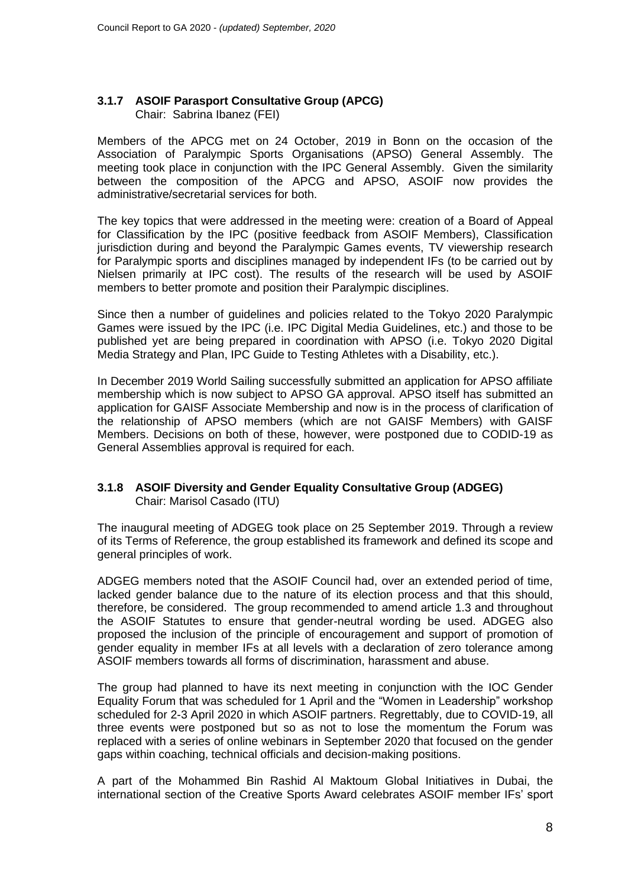### 3.1.7 ASOIF Parasport Consultative Group (APCG)

Chair: Sabrina Ibanez (FEI)

Members of the APCG met on 24 October, 2019 in Bonn on the occasion of the Association of Paralympic Sports Organisations (APSO) General Assembly. The meeting took place in conjunction with the IPC General Assembly. Given the similarity between the composition of the APCG and APSO, ASOIF now provides the administrative/secretarial services for both.

The key topics that were addressed in the meeting were: creation of a Board of Appeal for Classification by the IPC (positive feedback from ASOIF Members), Classification jurisdiction during and beyond the Paralympic Games events, TV viewership research for Paralympic sports and disciplines managed by independent IFs (to be carried out by Nielsen primarily at IPC cost). The results of the research will be used by ASOIF members to better promote and position their Paralympic disciplines.

Since then a number of guidelines and policies related to the Tokyo 2020 Paralympic Games were issued by the IPC (i.e. IPC Digital Media Guidelines, etc.) and those to be published yet are being prepared in coordination with APSO (i.e. Tokyo 2020 Digital Media Strategy and Plan, IPC Guide to Testing Athletes with a Disability, etc.).

In December 2019 World Sailing successfully submitted an application for APSO affiliate membership which is now subject to APSO GA approval. APSO itself has submitted an application for GAISF Associate Membership and now is in the process of clarification of the relationship of APSO members (which are not GAISF Members) with GAISF Members. Decisions on both of these, however, were postponed due to CODID-19 as General Assemblies approval is required for each.

### 3.1.8 ASOIF Diversity and Gender Equality Consultative Group (ADGEG)

Chair: Marisol Casado (ITU)

The inaugural meeting of ADGEG took place on 25 September 2019. Through a review of its Terms of Reference, the group established its framework and defined its scope and general principles of work.

ADGEG members noted that the ASOIF Council had, over an extended period of time, lacked gender balance due to the nature of its election process and that this should, therefore, be considered. The group recommended to amend article 1.3 and throughout the ASOIF Statutes to ensure that gender-neutral wording be used. ADGEG also proposed the inclusion of the principle of encouragement and support of promotion of gender equality in member IFs at all levels with a declaration of zero tolerance among ASOIF members towards all forms of discrimination, harassment and abuse.

The group had planned to have its next meeting in conjunction with the IOC Gender Equality Forum that was scheduled for 1 April and the "Women in Leadership" workshop scheduled for 2-3 April 2020 in which ASOIF partners. Regrettably, due to COVID-19, all three events were postponed but so as not to lose the momentum the Forum was replaced with a series of online webinars in September 2020 that focused on the gender gaps within coaching, technical officials and decision-making positions.

A part of the Mohammed Bin Rashid Al Maktoum Global Initiatives in Dubai, the international section of the Creative Sports Award celebrates ASOIF member IFs' sport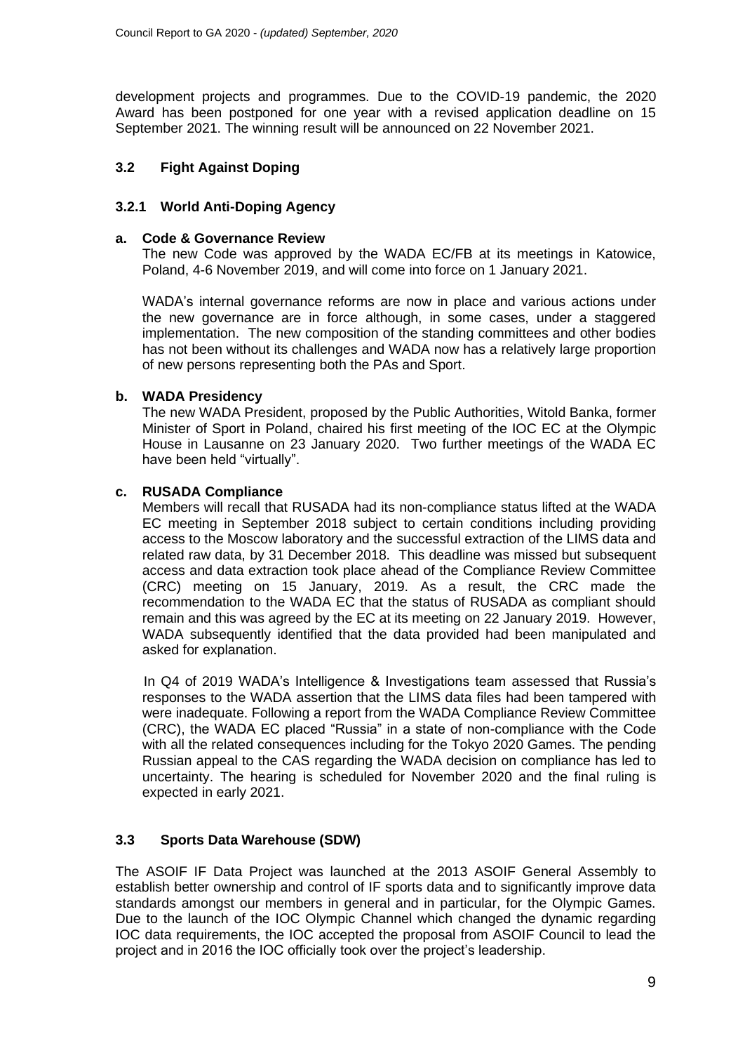development projects and programmes. Due to the COVID-19 pandemic, the 2020 Award has been postponed for one year with a revised application deadline on 15 September 2021. The winning result will be announced on 22 November 2021.

## 3.2 Fight Against Doping

### 3.2.1 World Anti-Doping Agency

**a. Code & Governance Review**

The new Code was approved by the WADA EC/FB at its meetings in Katowice, Poland, 4-6 November 2019, and will come into force on 1 January 2021.

WADA's internal governance reforms are now in place and various actions under the new governance are in force although, in some cases, under a staggered implementation. The new composition of the standing committees and other bodies has not been without its challenges and WADA now has a relatively large proportion of new persons representing both the PAs and Sport.

**b. WADA Presidency**

The new WADA President, proposed by the Public Authorities, Witold Banka, former Minister of Sport in Poland, chaired his first meeting of the IOC EC at the Olympic House in Lausanne on 23 January 2020. Two further meetings of the WADA EC have been held "virtually".

**c. RUSADA Compliance**

Members will recall that RUSADA had its non-compliance status lifted at the WADA EC meeting in September 2018 subject to certain conditions including providing access to the Moscow laboratory and the successful extraction of the LIMS data and related raw data, by 31 December 2018. This deadline was missed but subsequent access and data extraction took place ahead of the Compliance Review Committee (CRC) meeting on 15 January, 2019. As a result, the CRC made the recommendation to the WADA EC that the status of RUSADA as compliant should remain and this was agreed by the EC at its meeting on 22 January 2019. However, WADA subsequently identified that the data provided had been manipulated and asked for explanation.

In Q4 of 2019 WADA's Intelligence & Investigations team assessed that Russia's responses to the WADA assertion that the LIMS data files had been tampered with were inadequate. Following a report from the WADA Compliance Review Committee (CRC), the WADA EC placed "Russia" in a state of non-compliance with the Code with all the related consequences including for the Tokyo 2020 Games. The pending Russian appeal to the CAS regarding the WADA decision on compliance has led to uncertainty. The hearing is scheduled for November 2020 and the final ruling is expected in early 2021.

## 3.3 Sports Data Warehouse (SDW)

The ASOIF IF Data Project was launched at the 2013 ASOIF General Assembly to establish better ownership and control of IF sports data and to significantly improve data standards amongst our members in general and in particular, for the Olympic Games. Due to the launch of the IOC Olympic Channel which changed the dynamic regarding IOC data requirements, the IOC accepted the proposal from ASOIF Council to lead the project and in 2016 the IOC officially took over the project's leadership.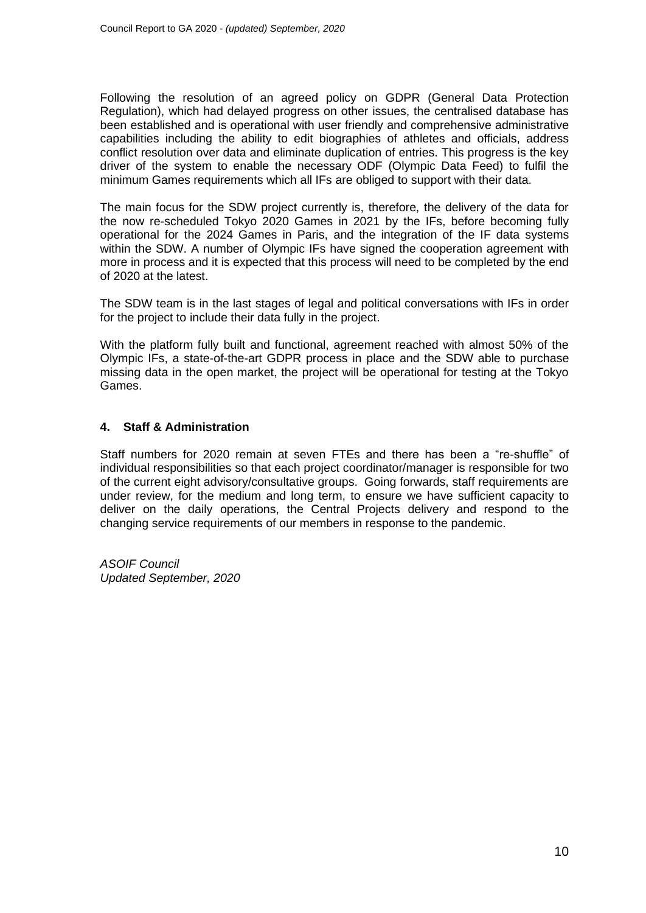Following the resolution of an agreed policy on GDPR (General Data Protection Regulation), which had delayed progress on other issues, the centralised database has been established and is operational with user friendly and comprehensive administrative capabilities including the ability to edit biographies of athletes and officials, address conflict resolution over data and eliminate duplication of entries. This progress is the key driver of the system to enable the necessary ODF (Olympic Data Feed) to fulfil the minimum Games requirements which all IFs are obliged to support with their data.

The main focus for the SDW project currently is, therefore, the delivery of the data for the now re-scheduled Tokyo 2020 Games in 2021 by the IFs, before becoming fully operational for the 2024 Games in Paris, and the integration of the IF data systems within the SDW. A number of Olympic IFs have signed the cooperation agreement with more in process and it is expected that this process will need to be completed by the end of 2020 at the latest.

The SDW team is in the last stages of legal and political conversations with IFs in order for the project to include their data fully in the project.

With the platform fully built and functional, agreement reached with almost 50% of the Olympic IFs, a state-of-the-art GDPR process in place and the SDW able to purchase missing data in the open market, the project will be operational for testing at the Tokyo Games.

## 4. Staff & Administration

Staff numbers for 2020 remain at seven FTEs and there has been a "re-shuffle" of individual responsibilities so that each project coordinator/manager is responsible for two of the current eight advisory/consultative groups. Going forwards, staff requirements are under review, for the medium and long term, to ensure we have sufficient capacity to deliver on the daily operations, the Central Projects delivery and respond to the changing service requirements of our members in response to the pandemic.

*ASOIF Council*
*Updated September, 2020*